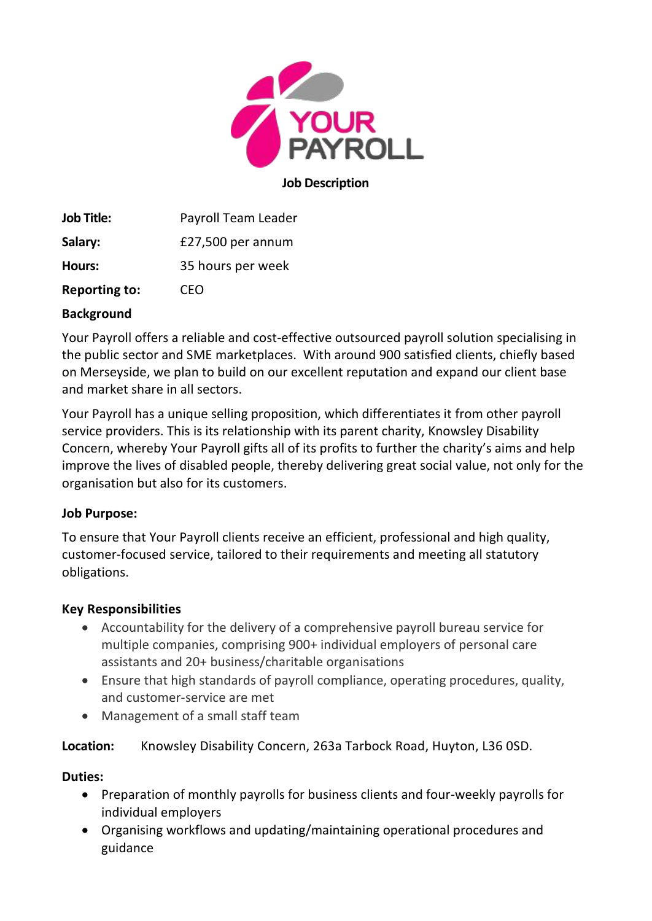# Job Description

**Job Title:** Payroll Team Leader

**Salary:** £27,500 per annum

**Hours:** 35 hours per week

**Reporting to:** CEO

**Background**

Your Payroll offers a reliable and cost-effective outsourced payroll solution specialising in the public sector and SME marketplaces. With around 900 satisfied clients, chiefly based on Merseyside, we plan to build on our excellent reputation and expand our client base and market share in all sectors.

Your Payroll has a unique selling proposition, which differentiates it from other payroll service providers. This is its relationship with its parent charity, Knowsley Disability Concern, whereby Your Payroll gifts all of its profits to further the charity's aims and help improve the lives of disabled people, thereby delivering great social value, not only for the organisation but also for its customers.

**Job Purpose:**

To ensure that Your Payroll clients receive an efficient, professional and high quality, customer-focused service, tailored to their requirements and meeting all statutory obligations.

**Key Responsibilities**

- Accountability for the delivery of a comprehensive payroll bureau service for multiple companies, comprising 900+ individual employers of personal care assistants and 20+ business/charitable organisations
- Ensure that high standards of payroll compliance, operating procedures, quality, and customer-service are met
- Management of a small staff team

**Location:** Knowsley Disability Concern, 263a Tarbock Road, Huyton, L36 0SD.

**Duties:**

- Preparation of monthly payrolls for business clients and four-weekly payrolls for individual employers
- Organising workflows and updating/maintaining operational procedures and guidance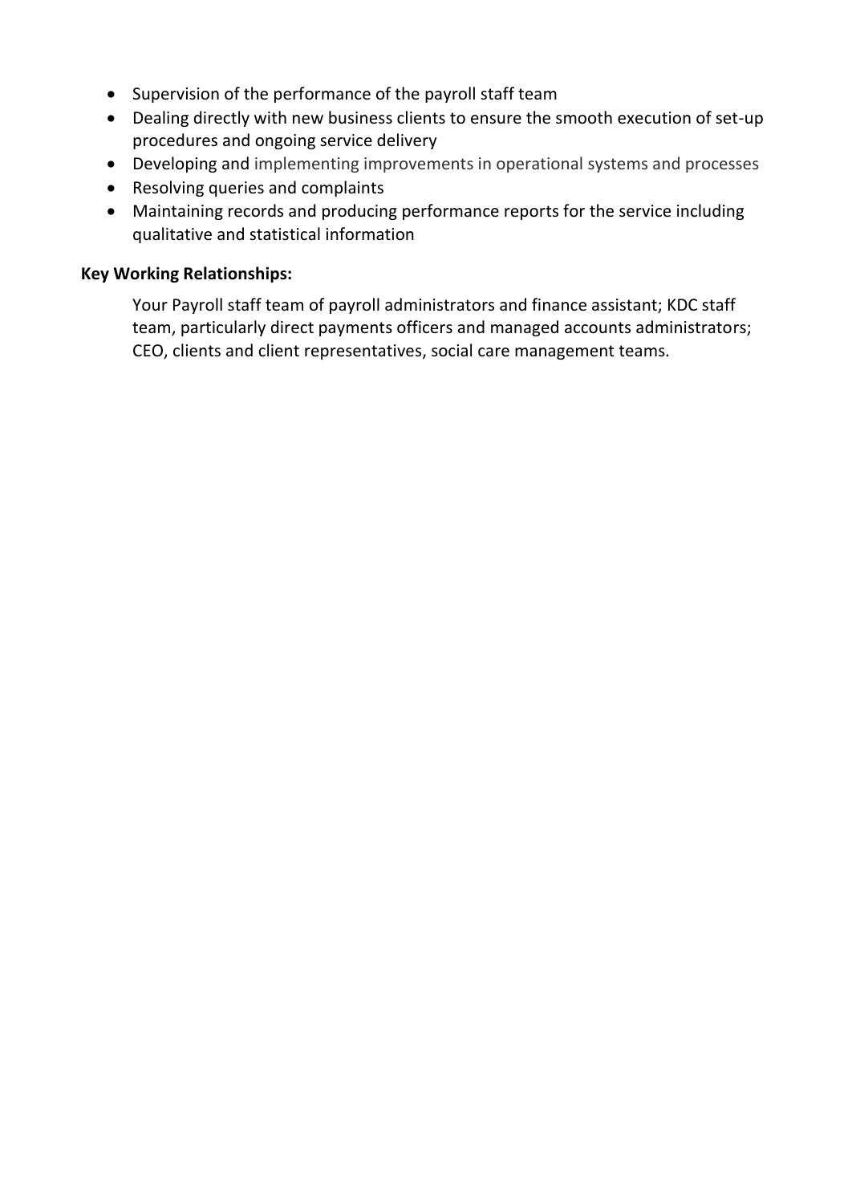- Supervision of the performance of the payroll staff team
- Dealing directly with new business clients to ensure the smooth execution of set-up procedures and ongoing service delivery
- Developing and implementing improvements in operational systems and processes
- Resolving queries and complaints
- Maintaining records and producing performance reports for the service including qualitative and statistical information

**Key Working Relationships:**

Your Payroll staff team of payroll administrators and finance assistant; KDC staff team, particularly direct payments officers and managed accounts administrators; CEO, clients and client representatives, social care management teams.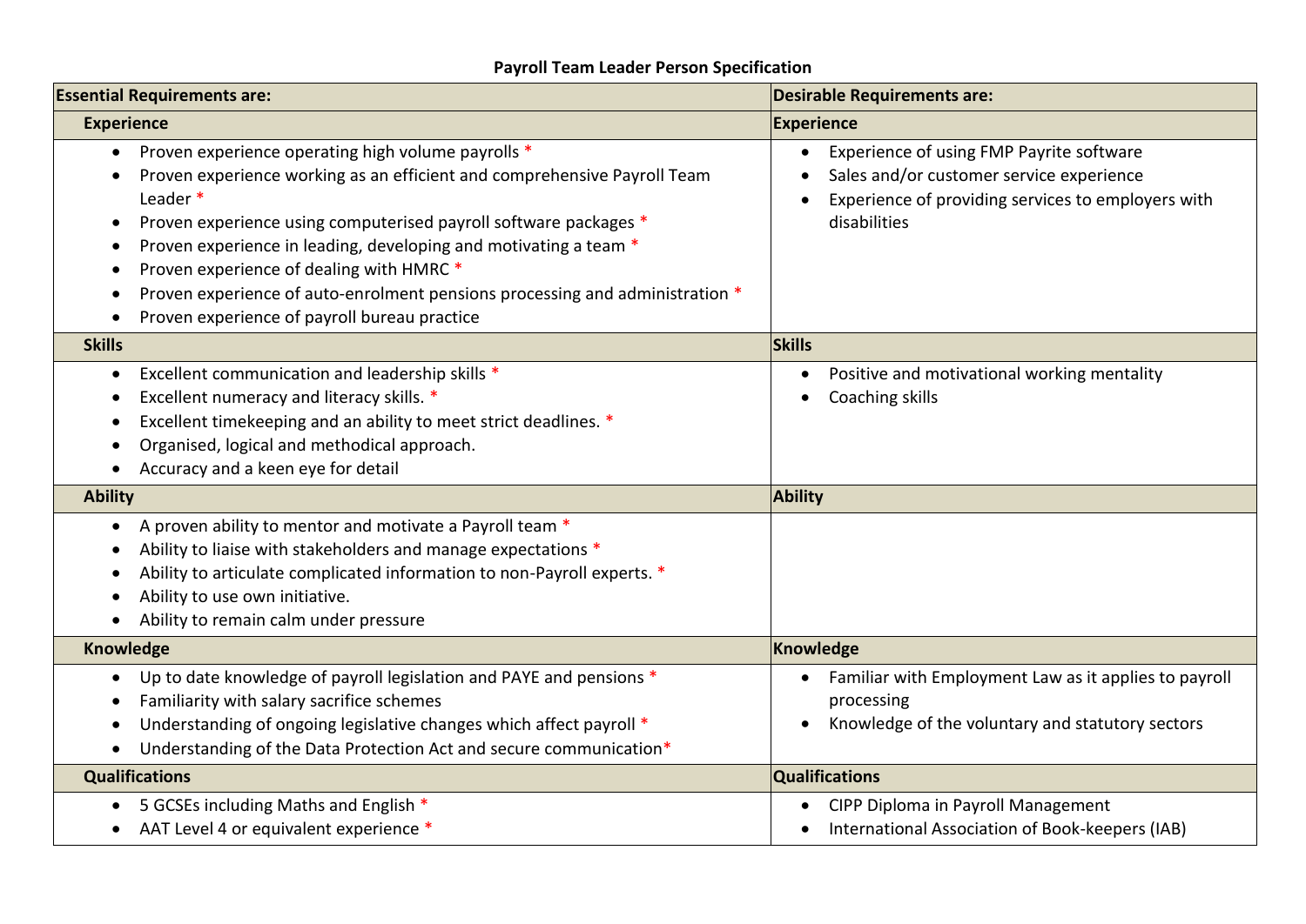# Payroll Team Leader Person Specification

| Essential Requirements are: | Desirable Requirements are: |
|---|---|
| **Experience** | **Experience** |
| • Proven experience operating high volume payrolls *<br>• Proven experience working as an efficient and comprehensive Payroll Team Leader *<br>• Proven experience using computerised payroll software packages *<br>• Proven experience in leading, developing and motivating a team *<br>• Proven experience of dealing with HMRC *<br>• Proven experience of auto-enrolment pensions processing and administration *<br>• Proven experience of payroll bureau practice | • Experience of using FMP Payrite software<br>• Sales and/or customer service experience<br>• Experience of providing services to employers with disabilities |
| **Skills** | **Skills** |
| • Excellent communication and leadership skills *<br>• Excellent numeracy and literacy skills. *<br>• Excellent timekeeping and an ability to meet strict deadlines. *<br>• Organised, logical and methodical approach.<br>• Accuracy and a keen eye for detail | • Positive and motivational working mentality<br>• Coaching skills |
| **Ability** | **Ability** |
| • A proven ability to mentor and motivate a Payroll team *<br>• Ability to liaise with stakeholders and manage expectations *<br>• Ability to articulate complicated information to non-Payroll experts. *<br>• Ability to use own initiative.<br>• Ability to remain calm under pressure | |
| **Knowledge** | **Knowledge** |
| • Up to date knowledge of payroll legislation and PAYE and pensions *<br>• Familiarity with salary sacrifice schemes<br>• Understanding of ongoing legislative changes which affect payroll *<br>• Understanding of the Data Protection Act and secure communication* | • Familiar with Employment Law as it applies to payroll processing<br>• Knowledge of the voluntary and statutory sectors |
| **Qualifications** | **Qualifications** |
| • 5 GCSEs including Maths and English *<br>• AAT Level 4 or equivalent experience * | • CIPP Diploma in Payroll Management<br>• International Association of Book-keepers (IAB) |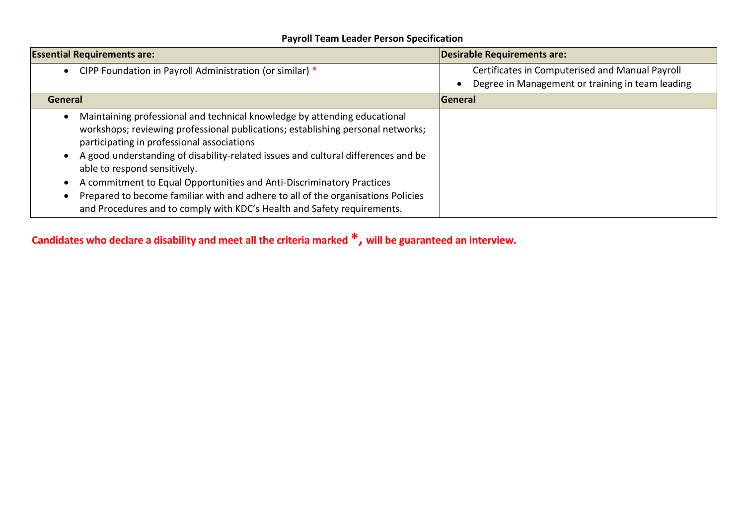**Payroll Team Leader Person Specification**

| Essential Requirements are: | Desirable Requirements are: |
|---|---|
| • CIPP Foundation in Payroll Administration (or similar) * | Certificates in Computerised and Manual Payroll<br>• Degree in Management or training in team leading |
| **General** | **General** |
| • Maintaining professional and technical knowledge by attending educational workshops; reviewing professional publications; establishing personal networks; participating in professional associations<br>• A good understanding of disability-related issues and cultural differences and be able to respond sensitively.<br>• A commitment to Equal Opportunities and Anti-Discriminatory Practices<br>• Prepared to become familiar with and adhere to all of the organisations Policies and Procedures and to comply with KDC's Health and Safety requirements. | |

**Candidates who declare a disability and meet all the criteria marked *, will be guaranteed an interview.**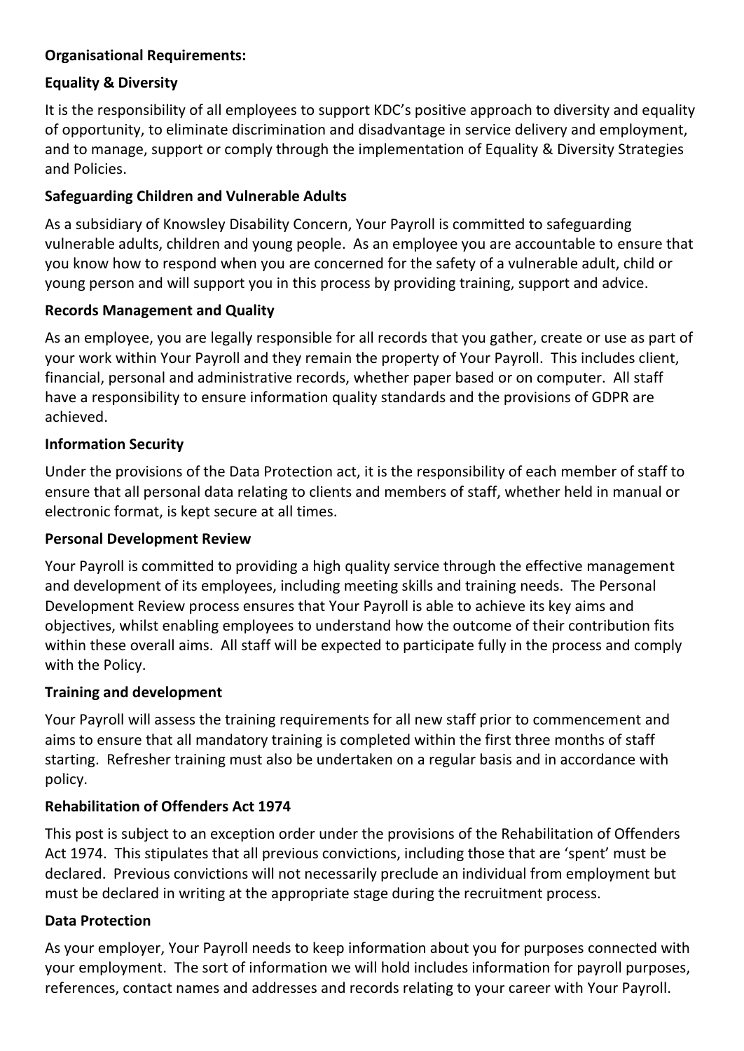**Organisational Requirements:**

**Equality & Diversity**

It is the responsibility of all employees to support KDC's positive approach to diversity and equality of opportunity, to eliminate discrimination and disadvantage in service delivery and employment, and to manage, support or comply through the implementation of Equality & Diversity Strategies and Policies.

**Safeguarding Children and Vulnerable Adults**

As a subsidiary of Knowsley Disability Concern, Your Payroll is committed to safeguarding vulnerable adults, children and young people. As an employee you are accountable to ensure that you know how to respond when you are concerned for the safety of a vulnerable adult, child or young person and will support you in this process by providing training, support and advice.

**Records Management and Quality**

As an employee, you are legally responsible for all records that you gather, create or use as part of your work within Your Payroll and they remain the property of Your Payroll. This includes client, financial, personal and administrative records, whether paper based or on computer. All staff have a responsibility to ensure information quality standards and the provisions of GDPR are achieved.

**Information Security**

Under the provisions of the Data Protection act, it is the responsibility of each member of staff to ensure that all personal data relating to clients and members of staff, whether held in manual or electronic format, is kept secure at all times.

**Personal Development Review**

Your Payroll is committed to providing a high quality service through the effective management and development of its employees, including meeting skills and training needs. The Personal Development Review process ensures that Your Payroll is able to achieve its key aims and objectives, whilst enabling employees to understand how the outcome of their contribution fits within these overall aims. All staff will be expected to participate fully in the process and comply with the Policy.

**Training and development**

Your Payroll will assess the training requirements for all new staff prior to commencement and aims to ensure that all mandatory training is completed within the first three months of staff starting. Refresher training must also be undertaken on a regular basis and in accordance with policy.

**Rehabilitation of Offenders Act 1974**

This post is subject to an exception order under the provisions of the Rehabilitation of Offenders Act 1974. This stipulates that all previous convictions, including those that are 'spent' must be declared. Previous convictions will not necessarily preclude an individual from employment but must be declared in writing at the appropriate stage during the recruitment process.

**Data Protection**

As your employer, Your Payroll needs to keep information about you for purposes connected with your employment. The sort of information we will hold includes information for payroll purposes, references, contact names and addresses and records relating to your career with Your Payroll.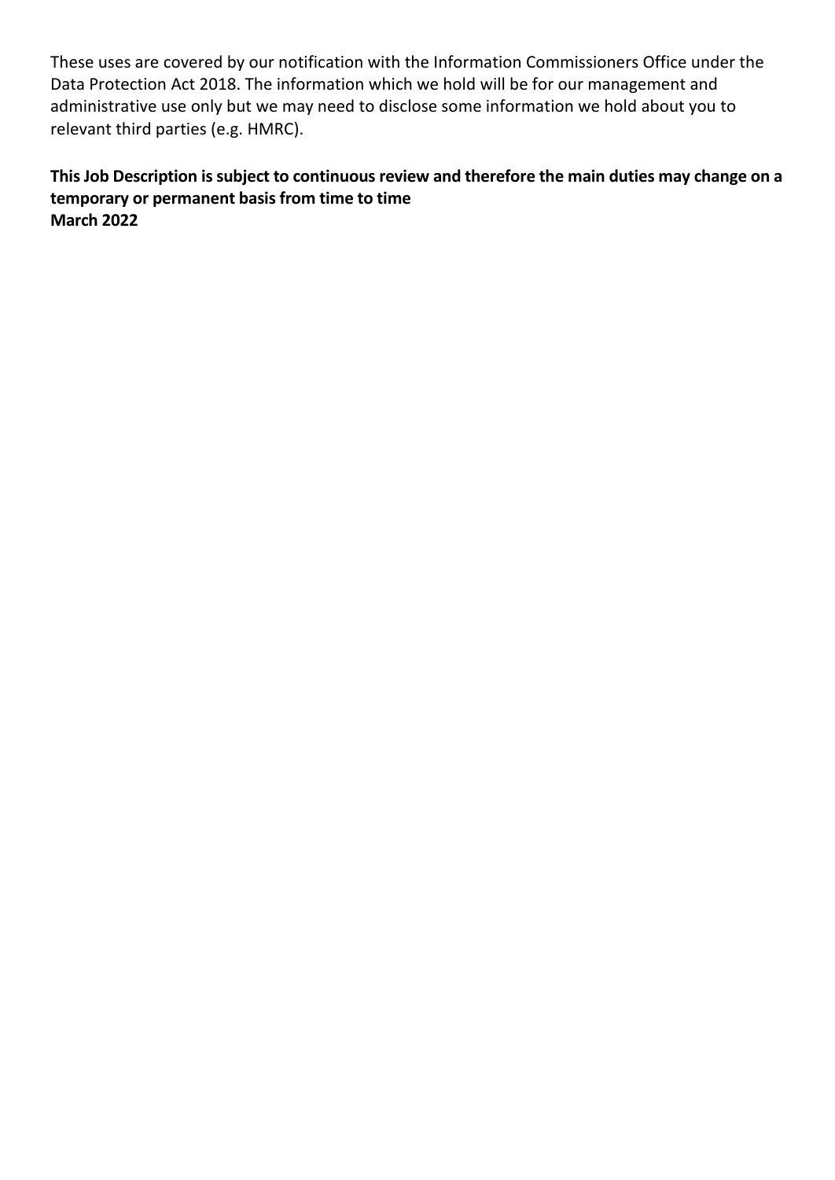These uses are covered by our notification with the Information Commissioners Office under the Data Protection Act 2018. The information which we hold will be for our management and administrative use only but we may need to disclose some information we hold about you to relevant third parties (e.g. HMRC).

**This Job Description is subject to continuous review and therefore the main duties may change on a temporary or permanent basis from time to time**
**March 2022**